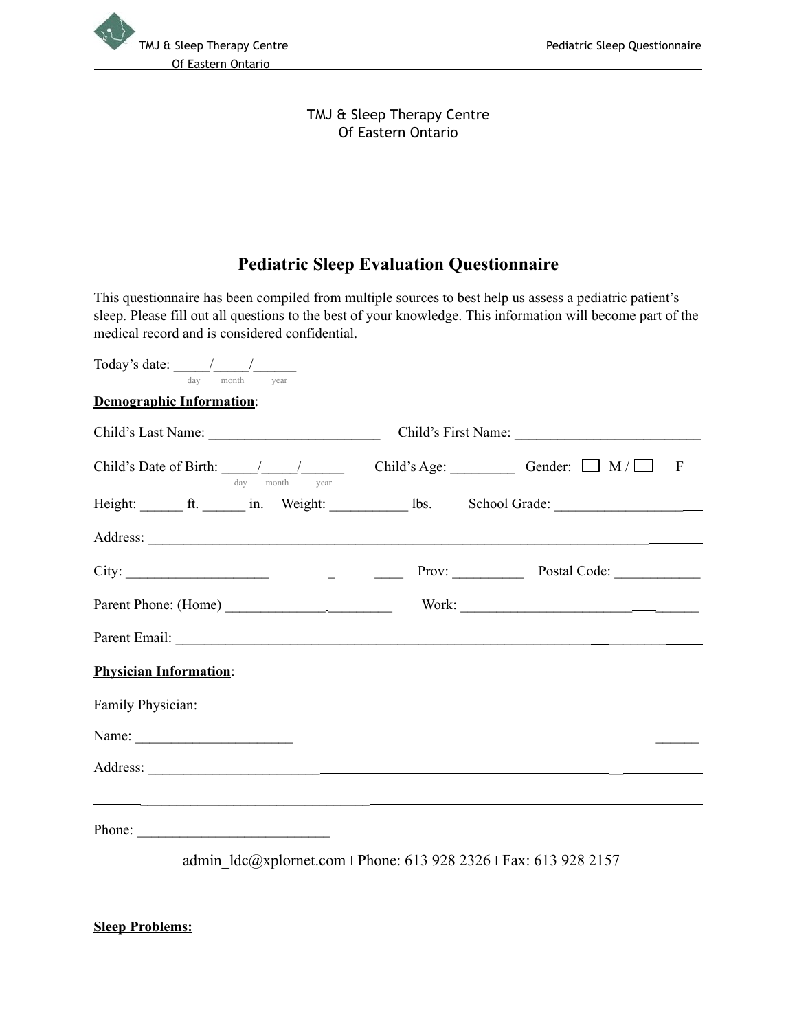TMJ & Sleep Therapy Centre
Of Eastern Ontario

# Pediatric Sleep Evaluation Questionnaire

This questionnaire has been compiled from multiple sources to best help us assess a pediatric patient's sleep. Please fill out all questions to the best of your knowledge. This information will become part of the medical record and is considered confidential.

Today's date: _____/_____/______
(day / month / year)

**Demographic Information**:

Child's Last Name: ________________________ Child's First Name: _________________________

Child's Date of Birth: _____/_____/______ (day / month / year) Child's Age: _________ Gender: ☐ M / ☐ F

Height: ______ ft. ______ in. Weight: ___________ lbs. School Grade: _____________________

Address: _____________________________________________________________________________

City: ______________________________________ Prov: __________ Postal Code: ____________

Parent Phone: (Home) _______________________ Work: _______________________________

Parent Email: _________________________________________________________________________

**Physician Information**:

Family Physician:

Name: _______________________________________________________________________________

Address: _____________________________________________________________________________

_____________________________________________________________________________________

Phone: _______________________________________________________________________________

admin_ldc@xplornet.com | Phone: 613 928 2326 | Fax: 613 928 2157

**Sleep Problems:**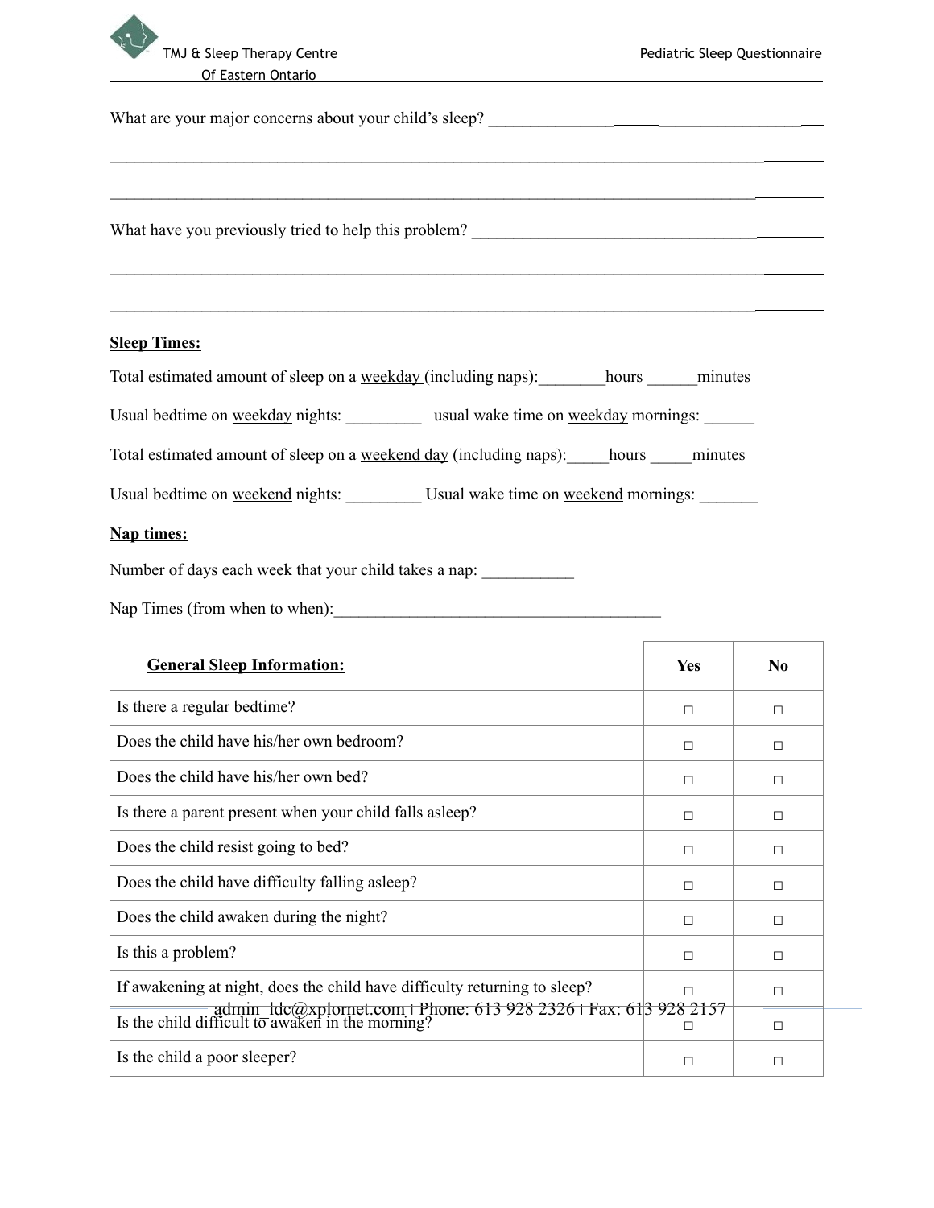What are your major concerns about your child's sleep? ____________________________________________

______________________________________________________________________________________

______________________________________________________________________________________

What have you previously tried to help this problem? ________________________________________

______________________________________________________________________________________

______________________________________________________________________________________

**Sleep Times:**

Total estimated amount of sleep on a weekday (including naps):________hours ______minutes

Usual bedtime on weekday nights: _________ usual wake time on weekday mornings: ______

Total estimated amount of sleep on a weekend day (including naps):_____hours _____minutes

Usual bedtime on weekend nights: _________ Usual wake time on weekend mornings: _______

**Nap times:**

Number of days each week that your child takes a nap: ___________

Nap Times (from when to when):_______________________________________

| **General Sleep Information:** | **Yes** | **No** |
|---|---|---|
| Is there a regular bedtime? | □ | □ |
| Does the child have his/her own bedroom? | □ | □ |
| Does the child have his/her own bed? | □ | □ |
| Is there a parent present when your child falls asleep? | □ | □ |
| Does the child resist going to bed? | □ | □ |
| Does the child have difficulty falling asleep? | □ | □ |
| Does the child awaken during the night? | □ | □ |
| Is this a problem? | □ | □ |
| If awakening at night, does the child have difficulty returning to sleep? | □ | □ |
| Is the child difficult to awaken in the morning? | □ | □ |
| Is the child a poor sleeper? | □ | □ |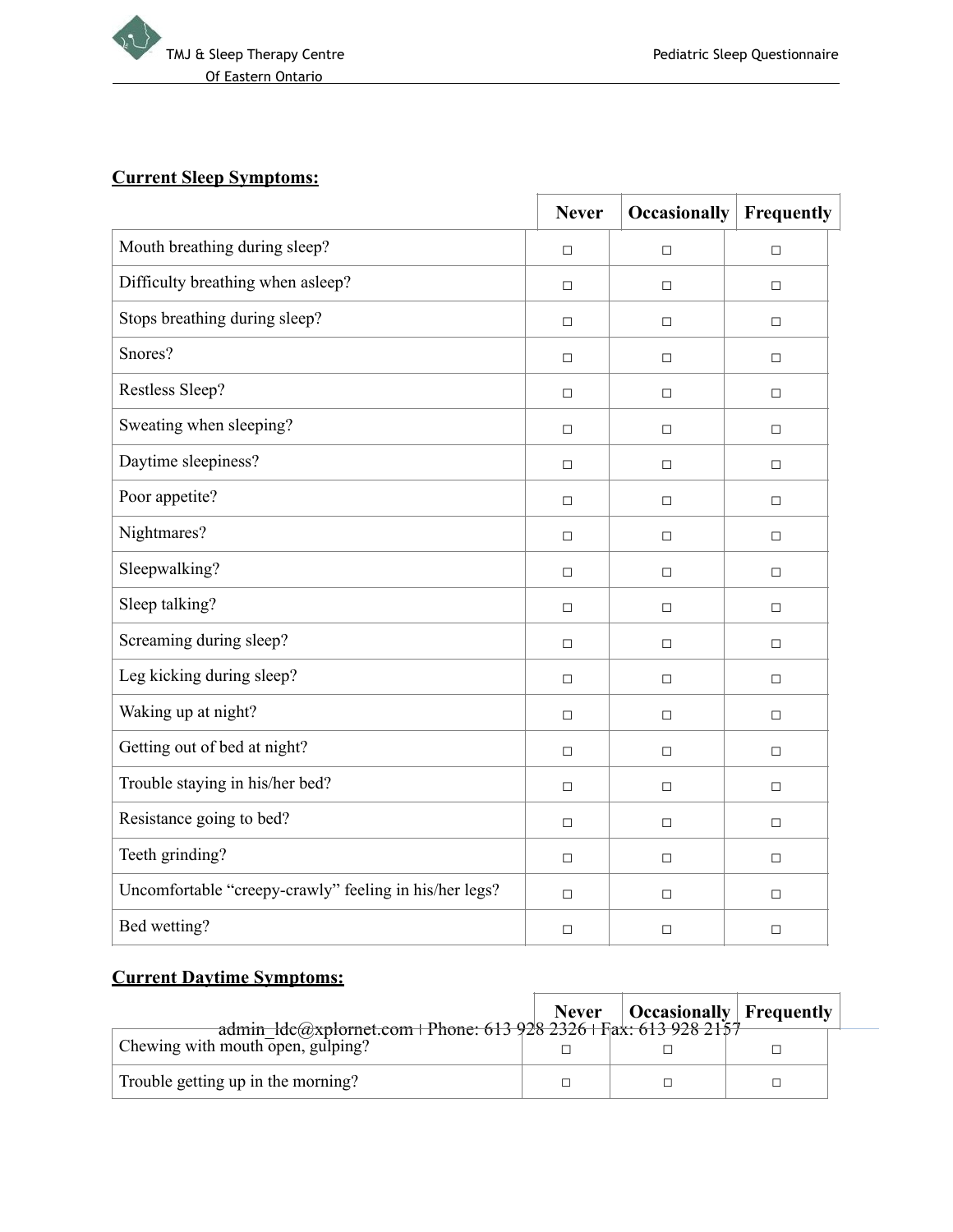## Current Sleep Symptoms:

| | Never | Occasionally | Frequently |
|---|---|---|---|
| Mouth breathing during sleep? | ☐ | ☐ | ☐ |
| Difficulty breathing when asleep? | ☐ | ☐ | ☐ |
| Stops breathing during sleep? | ☐ | ☐ | ☐ |
| Snores? | ☐ | ☐ | ☐ |
| Restless Sleep? | ☐ | ☐ | ☐ |
| Sweating when sleeping? | ☐ | ☐ | ☐ |
| Daytime sleepiness? | ☐ | ☐ | ☐ |
| Poor appetite? | ☐ | ☐ | ☐ |
| Nightmares? | ☐ | ☐ | ☐ |
| Sleepwalking? | ☐ | ☐ | ☐ |
| Sleep talking? | ☐ | ☐ | ☐ |
| Screaming during sleep? | ☐ | ☐ | ☐ |
| Leg kicking during sleep? | ☐ | ☐ | ☐ |
| Waking up at night? | ☐ | ☐ | ☐ |
| Getting out of bed at night? | ☐ | ☐ | ☐ |
| Trouble staying in his/her bed? | ☐ | ☐ | ☐ |
| Resistance going to bed? | ☐ | ☐ | ☐ |
| Teeth grinding? | ☐ | ☐ | ☐ |
| Uncomfortable “creepy-crawly” feeling in his/her legs? | ☐ | ☐ | ☐ |
| Bed wetting? | ☐ | ☐ | ☐ |

## Current Daytime Symptoms:

| | Never | Occasionally | Frequently |
|---|---|---|---|
| Chewing with mouth open, gulping? | ☐ | ☐ | ☐ |
| Trouble getting up in the morning? | ☐ | ☐ | ☐ |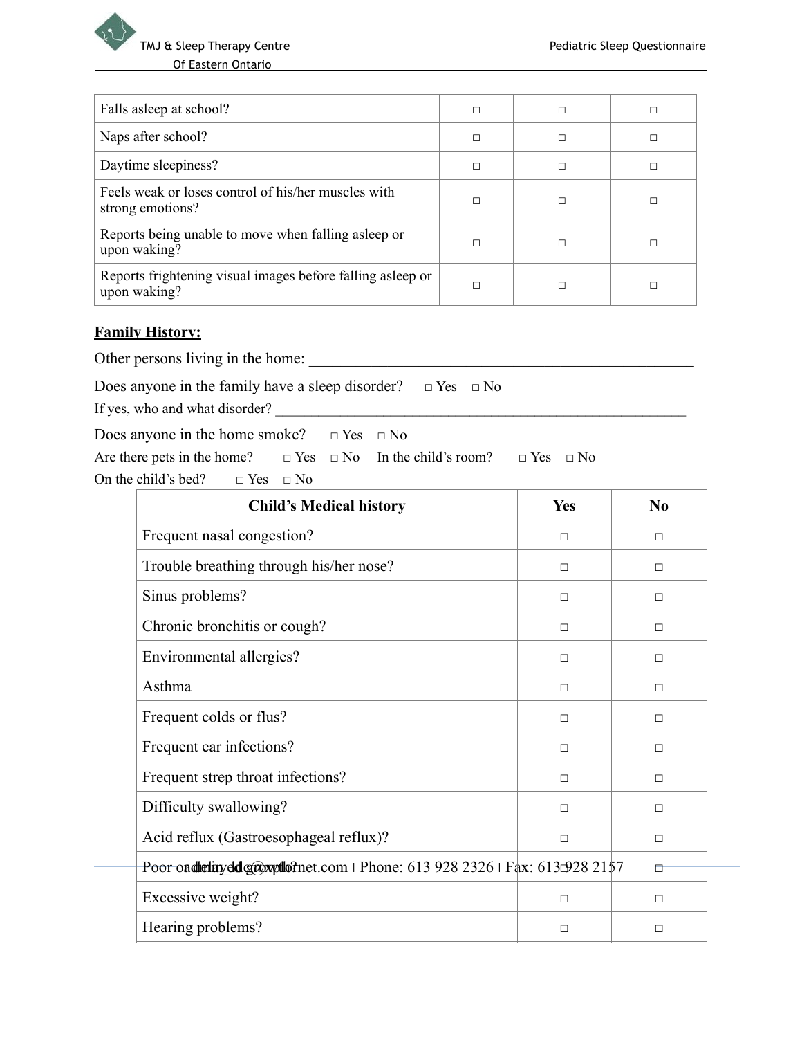| | | | |
|---|---|---|---|
| Falls asleep at school? | □ | □ | □ |
| Naps after school? | □ | □ | □ |
| Daytime sleepiness? | □ | □ | □ |
| Feels weak or loses control of his/her muscles with strong emotions? | □ | □ | □ |
| Reports being unable to move when falling asleep or upon waking? | □ | □ | □ |
| Reports frightening visual images before falling asleep or upon waking? | □ | □ | □ |

**Family History:**

Other persons living in the home: ___________________________________________________

Does anyone in the family have a sleep disorder? □ Yes □ No

If yes, who and what disorder? _______________________________________________________

Does anyone in the home smoke? □ Yes □ No

Are there pets in the home? □ Yes □ No In the child's room? □ Yes □ No

On the child's bed? □ Yes □ No

| Child's Medical history | Yes | No |
|---|---|---|
| Frequent nasal congestion? | □ | □ |
| Trouble breathing through his/her nose? | □ | □ |
| Sinus problems? | □ | □ |
| Chronic bronchitis or cough? | □ | □ |
| Environmental allergies? | □ | □ |
| Asthma | □ | □ |
| Frequent colds or flus? | □ | □ |
| Frequent ear infections? | □ | □ |
| Frequent strep throat infections? | □ | □ |
| Difficulty swallowing? | □ | □ |
| Acid reflux (Gastroesophageal reflux)? | □ | □ |
| Poor or delayed growth? | □ | □ |
| Excessive weight? | □ | □ |
| Hearing problems? | □ | □ |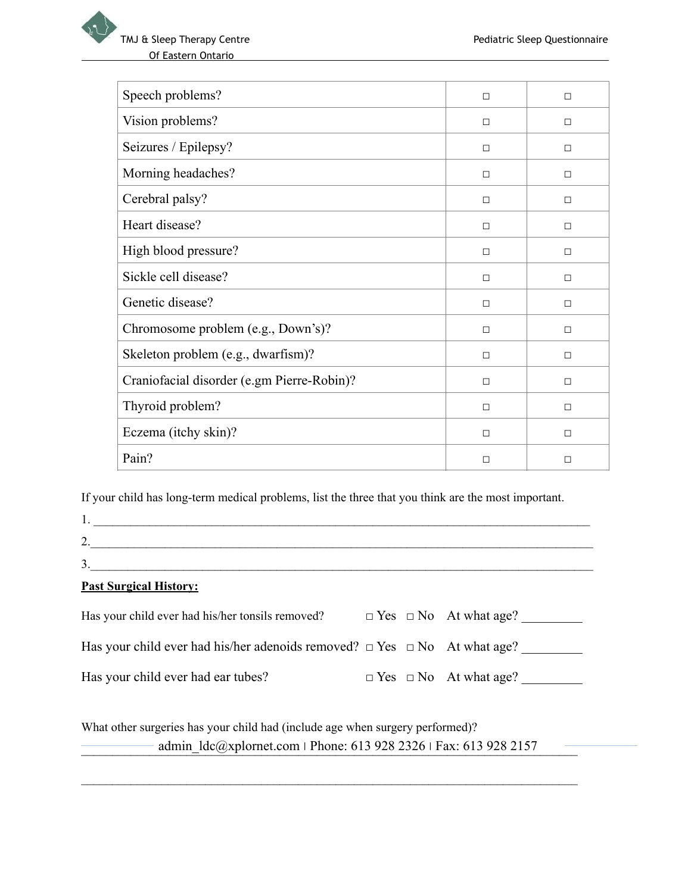| | | |
|---|---|---|
| Speech problems? | □ | □ |
| Vision problems? | □ | □ |
| Seizures / Epilepsy? | □ | □ |
| Morning headaches? | □ | □ |
| Cerebral palsy? | □ | □ |
| Heart disease? | □ | □ |
| High blood pressure? | □ | □ |
| Sickle cell disease? | □ | □ |
| Genetic disease? | □ | □ |
| Chromosome problem (e.g., Down's)? | □ | □ |
| Skeleton problem (e.g., dwarfism)? | □ | □ |
| Craniofacial disorder (e.gm Pierre-Robin)? | □ | □ |
| Thyroid problem? | □ | □ |
| Eczema (itchy skin)? | □ | □ |
| Pain? | □ | □ |

If your child has long-term medical problems, list the three that you think are the most important.

1. ________________________________________________________________________________

2.________________________________________________________________________________

3.________________________________________________________________________________

**Past Surgical History:**

Has your child ever had his/her tonsils removed? □ Yes □ No At what age? _________

Has your child ever had his/her adenoids removed? □ Yes □ No At what age? _________

Has your child ever had ear tubes? □ Yes □ No At what age? _________

What other surgeries has your child had (include age when surgery performed)?

________________________________________________________________________________

________________________________________________________________________________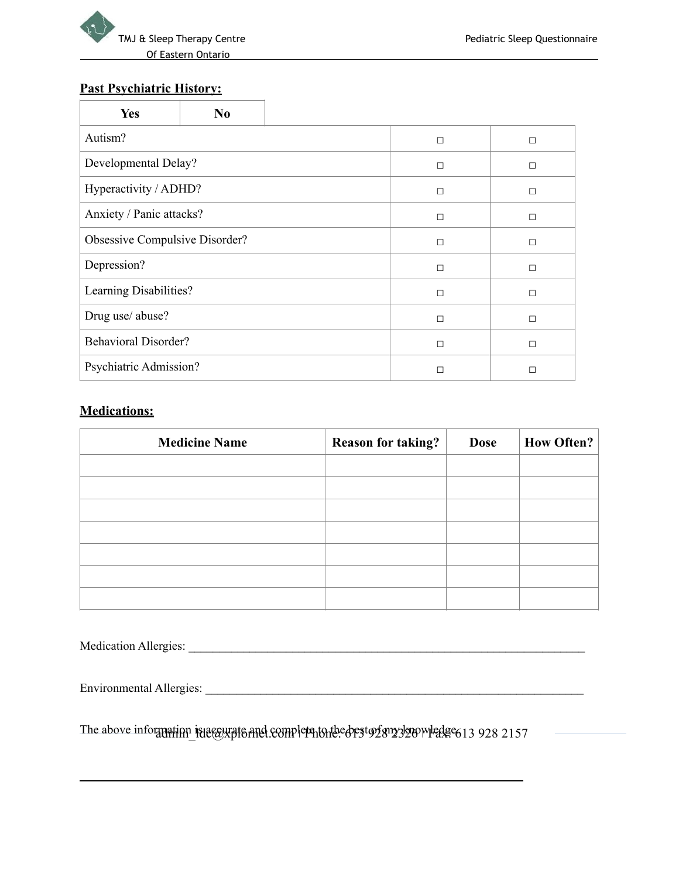## Past Psychiatric History:

| | Yes | No |
|---|---|---|
| Autism? | ☐ | ☐ |
| Developmental Delay? | ☐ | ☐ |
| Hyperactivity / ADHD? | ☐ | ☐ |
| Anxiety / Panic attacks? | ☐ | ☐ |
| Obsessive Compulsive Disorder? | ☐ | ☐ |
| Depression? | ☐ | ☐ |
| Learning Disabilities? | ☐ | ☐ |
| Drug use/ abuse? | ☐ | ☐ |
| Behavioral Disorder? | ☐ | ☐ |
| Psychiatric Admission? | ☐ | ☐ |

## Medications:

| Medicine Name | Reason for taking? | Dose | How Often? |
|---|---|---|---|
| | | | |
| | | | |
| | | | |
| | | | |
| | | | |
| | | | |
| | | | |

Medication Allergies: ___________________________________________________________________

Environmental Allergies: _________________________________________________________________

The above information is accurate and complete to the best of my knowledge.

_____________________________________________________________________________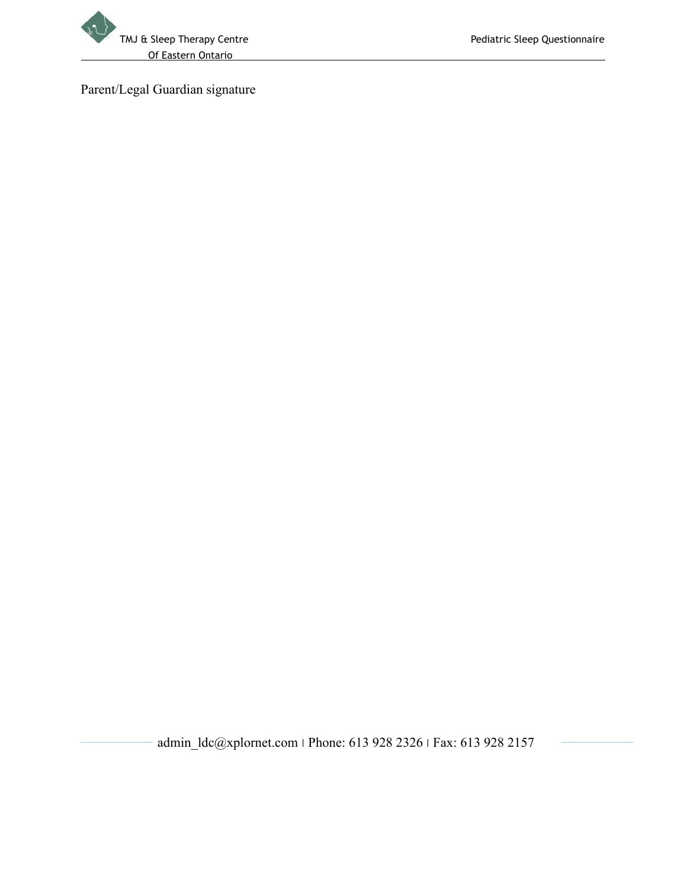Parent/Legal Guardian signature